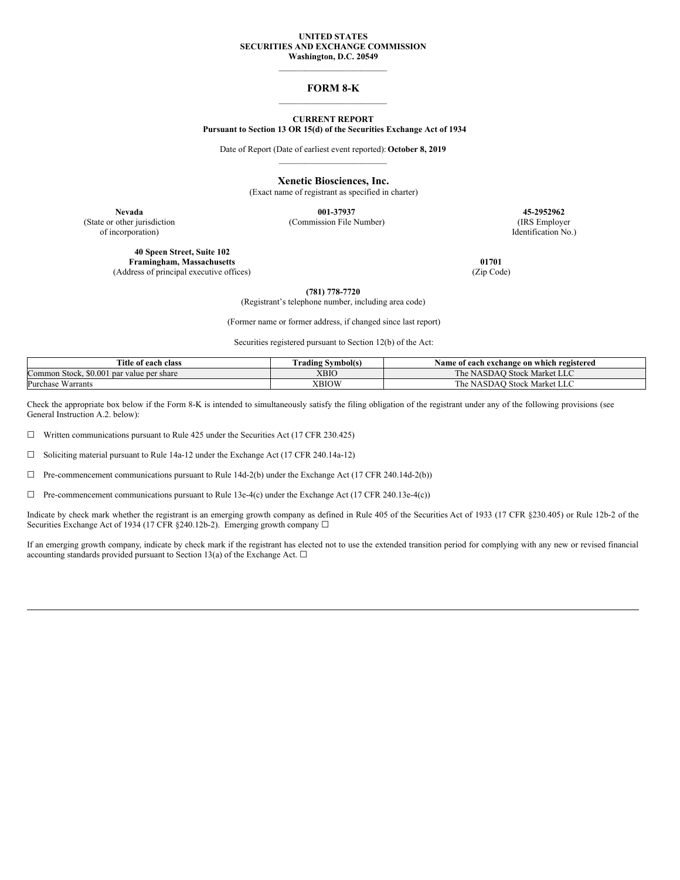**UNITED STATES**
**SECURITIES AND EXCHANGE COMMISSION**
**Washington, D.C. 20549**

# FORM 8-K

**CURRENT REPORT**
**Pursuant to Section 13 OR 15(d) of the Securities Exchange Act of 1934**

Date of Report (Date of earliest event reported): **October 8, 2019**

**Xenetic Biosciences, Inc.**
(Exact name of registrant as specified in charter)

| **Nevada** | **001-37937** | **45-2952962** |
|---|---|---|
| (State or other jurisdiction of incorporation) | (Commission File Number) | (IRS Employer Identification No.) |

| **40 Speen Street, Suite 102 Framingham, Massachusetts** | **01701** |
|---|---|
| (Address of principal executive offices) | (Zip Code) |

**(781) 778-7720**
(Registrant's telephone number, including area code)

(Former name or former address, if changed since last report)

Securities registered pursuant to Section 12(b) of the Act:

| Title of each class | Trading Symbol(s) | Name of each exchange on which registered |
|---|---|---|
| Common Stock, $0.001 par value per share | XBIO | The NASDAQ Stock Market LLC |
| Purchase Warrants | XBIOW | The NASDAQ Stock Market LLC |

Check the appropriate box below if the Form 8-K is intended to simultaneously satisfy the filing obligation of the registrant under any of the following provisions (see General Instruction A.2. below):

☐ Written communications pursuant to Rule 425 under the Securities Act (17 CFR 230.425)

☐ Soliciting material pursuant to Rule 14a-12 under the Exchange Act (17 CFR 240.14a-12)

☐ Pre-commencement communications pursuant to Rule 14d-2(b) under the Exchange Act (17 CFR 240.14d-2(b))

☐ Pre-commencement communications pursuant to Rule 13e-4(c) under the Exchange Act (17 CFR 240.13e-4(c))

Indicate by check mark whether the registrant is an emerging growth company as defined in Rule 405 of the Securities Act of 1933 (17 CFR §230.405) or Rule 12b-2 of the Securities Exchange Act of 1934 (17 CFR §240.12b-2). Emerging growth company ☐

If an emerging growth company, indicate by check mark if the registrant has elected not to use the extended transition period for complying with any new or revised financial accounting standards provided pursuant to Section 13(a) of the Exchange Act. ☐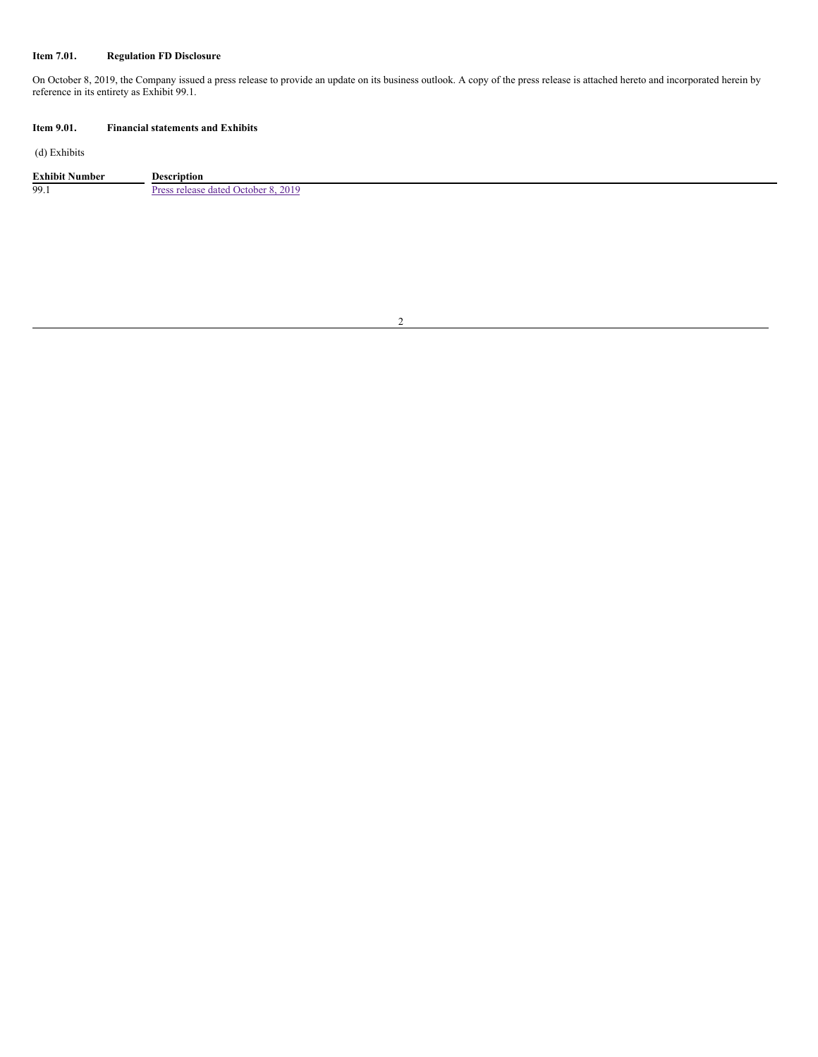**Item 7.01. Regulation FD Disclosure**

On October 8, 2019, the Company issued a press release to provide an update on its business outlook. A copy of the press release is attached hereto and incorporated herein by reference in its entirety as Exhibit 99.1.

**Item 9.01. Financial statements and Exhibits**

(d) Exhibits

| Exhibit Number | Description |
|---|---|
| 99.1 | Press release dated October 8, 2019 |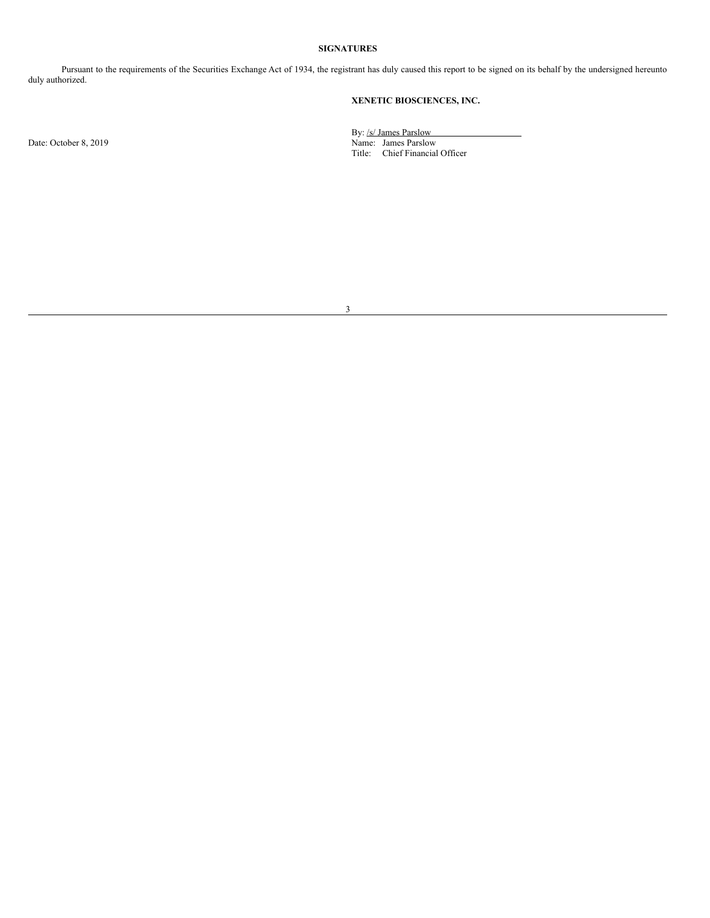**SIGNATURES**

Pursuant to the requirements of the Securities Exchange Act of 1934, the registrant has duly caused this report to be signed on its behalf by the undersigned hereunto duly authorized.

**XENETIC BIOSCIENCES, INC.**

Date: October 8, 2019

By: /s/ James Parslow
Name: James Parslow
Title: Chief Financial Officer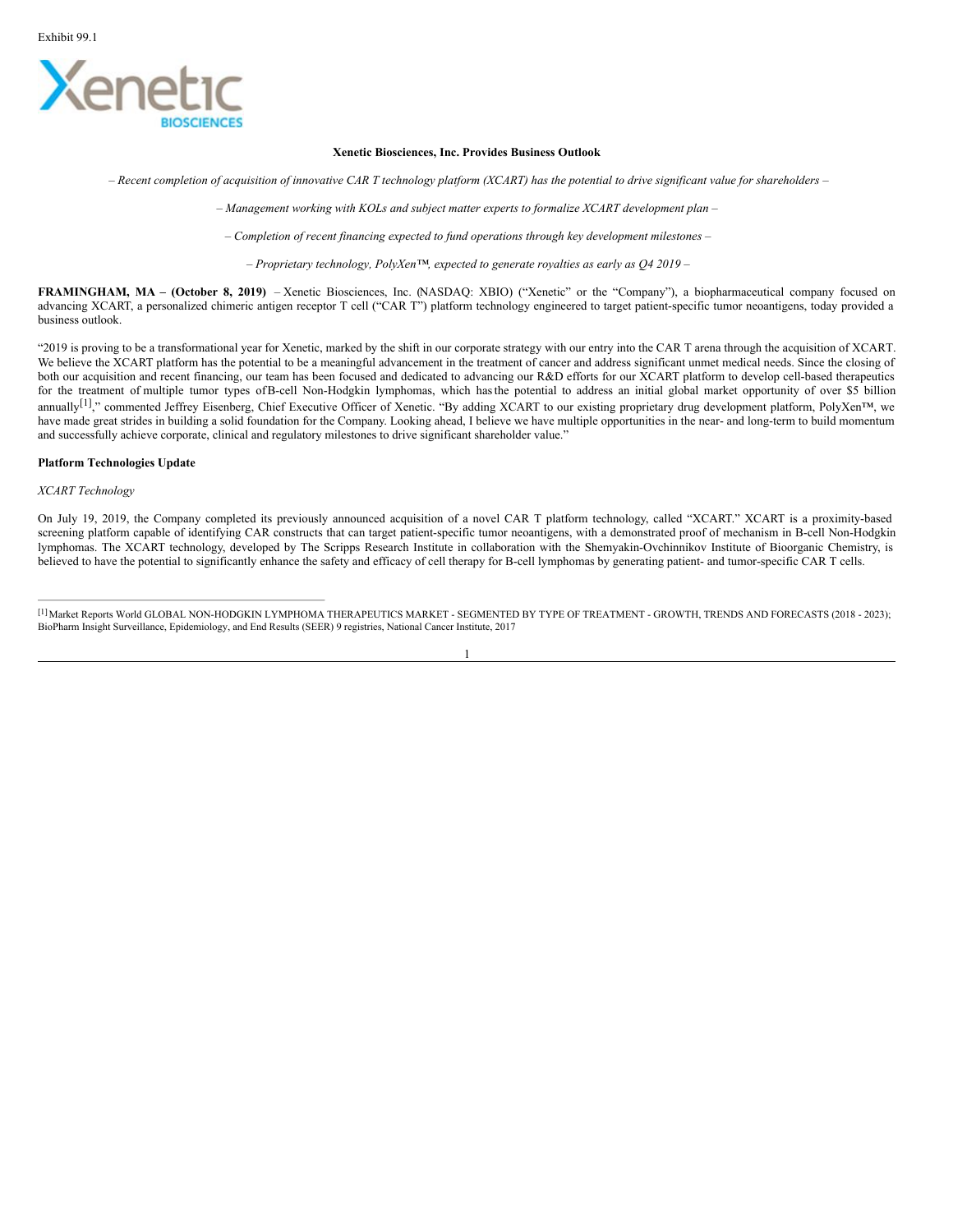Exhibit 99.1

**Xenetic Biosciences, Inc. Provides Business Outlook**

*– Recent completion of acquisition of innovative CAR T technology platform (XCART) has the potential to drive significant value for shareholders –*

*– Management working with KOLs and subject matter experts to formalize XCART development plan –*

*– Completion of recent financing expected to fund operations through key development milestones –*

*– Proprietary technology, PolyXen™, expected to generate royalties as early as Q4 2019 –*

**FRAMINGHAM, MA – (October 8, 2019)** – Xenetic Biosciences, Inc. (NASDAQ: XBIO) ("Xenetic" or the "Company"), a biopharmaceutical company focused on advancing XCART, a personalized chimeric antigen receptor T cell ("CAR T") platform technology engineered to target patient-specific tumor neoantigens, today provided a business outlook.

"2019 is proving to be a transformational year for Xenetic, marked by the shift in our corporate strategy with our entry into the CAR T arena through the acquisition of XCART. We believe the XCART platform has the potential to be a meaningful advancement in the treatment of cancer and address significant unmet medical needs. Since the closing of both our acquisition and recent financing, our team has been focused and dedicated to advancing our R&D efforts for our XCART platform to develop cell-based therapeutics for the treatment of multiple tumor types of B-cell Non-Hodgkin lymphomas, which has the potential to address an initial global market opportunity of over $5 billion annually[1]," commented Jeffrey Eisenberg, Chief Executive Officer of Xenetic. "By adding XCART to our existing proprietary drug development platform, PolyXen™, we have made great strides in building a solid foundation for the Company. Looking ahead, I believe we have multiple opportunities in the near- and long-term to build momentum and successfully achieve corporate, clinical and regulatory milestones to drive significant shareholder value."

**Platform Technologies Update**

*XCART Technology*

On July 19, 2019, the Company completed its previously announced acquisition of a novel CAR T platform technology, called "XCART." XCART is a proximity-based screening platform capable of identifying CAR constructs that can target patient-specific tumor neoantigens, with a demonstrated proof of mechanism in B-cell Non-Hodgkin lymphomas. The XCART technology, developed by The Scripps Research Institute in collaboration with the Shemyakin-Ovchinnikov Institute of Bioorganic Chemistry, is believed to have the potential to significantly enhance the safety and efficacy of cell therapy for B-cell lymphomas by generating patient- and tumor-specific CAR T cells.

---

[1] Market Reports World GLOBAL NON-HODGKIN LYMPHOMA THERAPEUTICS MARKET - SEGMENTED BY TYPE OF TREATMENT - GROWTH, TRENDS AND FORECASTS (2018 - 2023); BioPharm Insight Surveillance, Epidemiology, and End Results (SEER) 9 registries, National Cancer Institute, 2017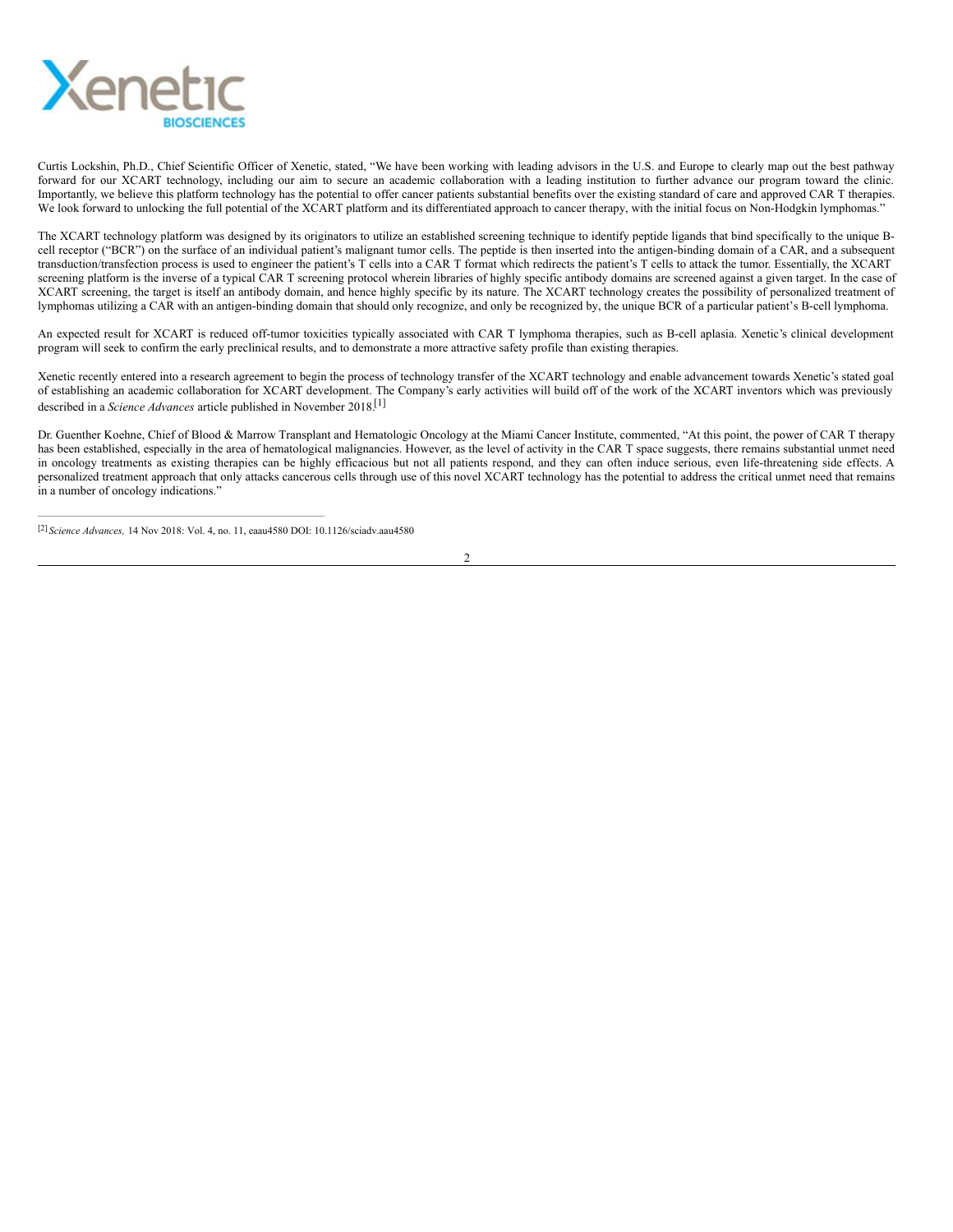Curtis Lockshin, Ph.D., Chief Scientific Officer of Xenetic, stated, "We have been working with leading advisors in the U.S. and Europe to clearly map out the best pathway forward for our XCART technology, including our aim to secure an academic collaboration with a leading institution to further advance our program toward the clinic. Importantly, we believe this platform technology has the potential to offer cancer patients substantial benefits over the existing standard of care and approved CAR T therapies. We look forward to unlocking the full potential of the XCART platform and its differentiated approach to cancer therapy, with the initial focus on Non-Hodgkin lymphomas."

The XCART technology platform was designed by its originators to utilize an established screening technique to identify peptide ligands that bind specifically to the unique B-cell receptor ("BCR") on the surface of an individual patient's malignant tumor cells. The peptide is then inserted into the antigen-binding domain of a CAR, and a subsequent transduction/transfection process is used to engineer the patient's T cells into a CAR T format which redirects the patient's T cells to attack the tumor. Essentially, the XCART screening platform is the inverse of a typical CAR T screening protocol wherein libraries of highly specific antibody domains are screened against a given target. In the case of XCART screening, the target is itself an antibody domain, and hence highly specific by its nature. The XCART technology creates the possibility of personalized treatment of lymphomas utilizing a CAR with an antigen-binding domain that should only recognize, and only be recognized by, the unique BCR of a particular patient's B-cell lymphoma.

An expected result for XCART is reduced off-tumor toxicities typically associated with CAR T lymphoma therapies, such as B-cell aplasia. Xenetic's clinical development program will seek to confirm the early preclinical results, and to demonstrate a more attractive safety profile than existing therapies.

Xenetic recently entered into a research agreement to begin the process of technology transfer of the XCART technology and enable advancement towards Xenetic's stated goal of establishing an academic collaboration for XCART development. The Company's early activities will build off of the work of the XCART inventors which was previously described in a *Science Advances* article published in November 2018.[1]

Dr. Guenther Koehne, Chief of Blood & Marrow Transplant and Hematologic Oncology at the Miami Cancer Institute, commented, "At this point, the power of CAR T therapy has been established, especially in the area of hematological malignancies. However, as the level of activity in the CAR T space suggests, there remains substantial unmet need in oncology treatments as existing therapies can be highly efficacious but not all patients respond, and they can often induce serious, even life-threatening side effects. A personalized treatment approach that only attacks cancerous cells through use of this novel XCART technology has the potential to address the critical unmet need that remains in a number of oncology indications."

---

[2] *Science Advances,* 14 Nov 2018: Vol. 4, no. 11, eaau4580 DOI: 10.1126/sciadv.aau4580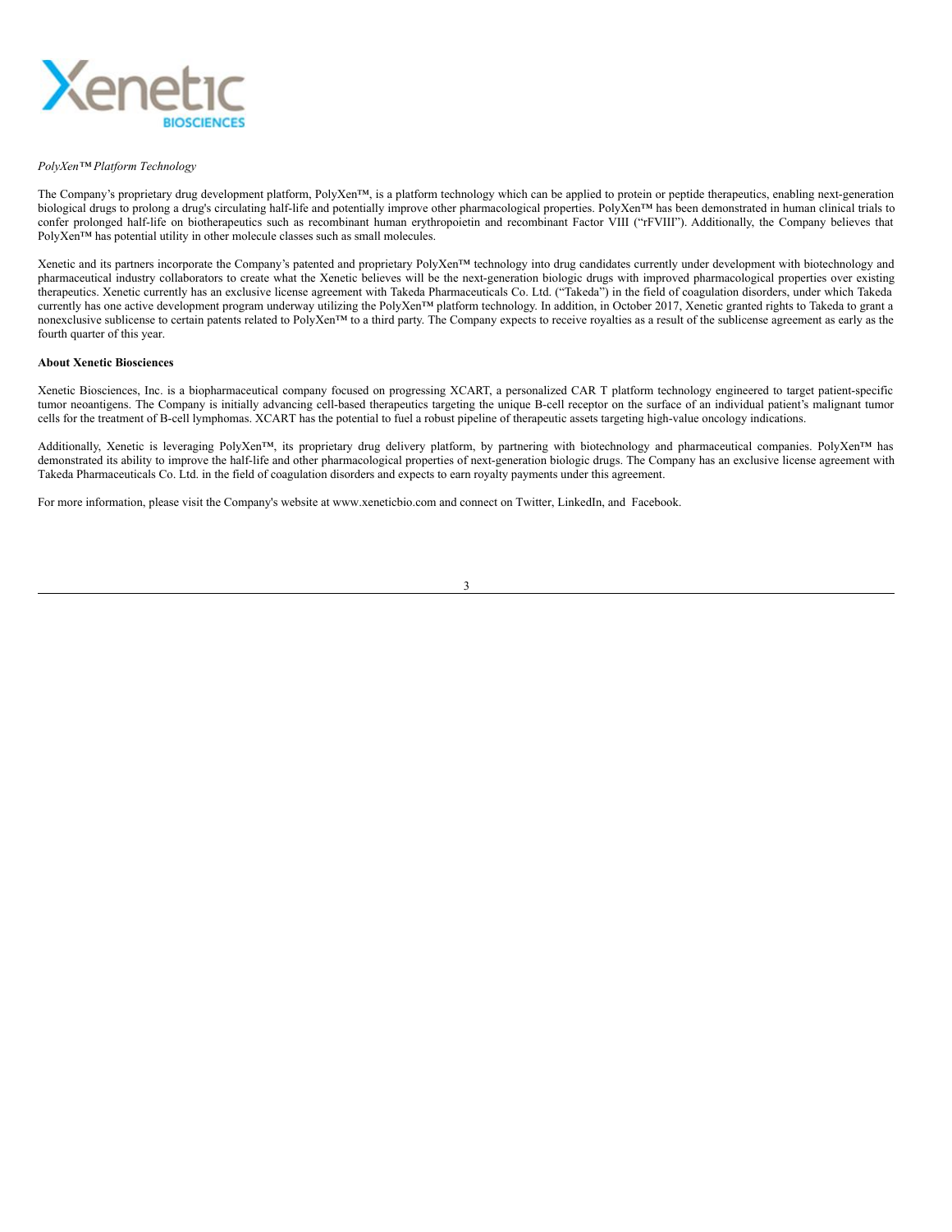*PolyXen™ Platform Technology*

The Company's proprietary drug development platform, PolyXen™, is a platform technology which can be applied to protein or peptide therapeutics, enabling next-generation biological drugs to prolong a drug's circulating half-life and potentially improve other pharmacological properties. PolyXen™ has been demonstrated in human clinical trials to confer prolonged half-life on biotherapeutics such as recombinant human erythropoietin and recombinant Factor VIII ("rFVIII"). Additionally, the Company believes that PolyXen™ has potential utility in other molecule classes such as small molecules.

Xenetic and its partners incorporate the Company's patented and proprietary PolyXen™ technology into drug candidates currently under development with biotechnology and pharmaceutical industry collaborators to create what the Xenetic believes will be the next-generation biologic drugs with improved pharmacological properties over existing therapeutics. Xenetic currently has an exclusive license agreement with Takeda Pharmaceuticals Co. Ltd. ("Takeda") in the field of coagulation disorders, under which Takeda currently has one active development program underway utilizing the PolyXen™ platform technology. In addition, in October 2017, Xenetic granted rights to Takeda to grant a nonexclusive sublicense to certain patents related to PolyXen™ to a third party. The Company expects to receive royalties as a result of the sublicense agreement as early as the fourth quarter of this year.

**About Xenetic Biosciences**

Xenetic Biosciences, Inc. is a biopharmaceutical company focused on progressing XCART, a personalized CAR T platform technology engineered to target patient-specific tumor neoantigens. The Company is initially advancing cell-based therapeutics targeting the unique B-cell receptor on the surface of an individual patient's malignant tumor cells for the treatment of B-cell lymphomas. XCART has the potential to fuel a robust pipeline of therapeutic assets targeting high-value oncology indications.

Additionally, Xenetic is leveraging PolyXen™, its proprietary drug delivery platform, by partnering with biotechnology and pharmaceutical companies. PolyXen™ has demonstrated its ability to improve the half-life and other pharmacological properties of next-generation biologic drugs. The Company has an exclusive license agreement with Takeda Pharmaceuticals Co. Ltd. in the field of coagulation disorders and expects to earn royalty payments under this agreement.

For more information, please visit the Company's website at www.xeneticbio.com and connect on Twitter, LinkedIn, and Facebook.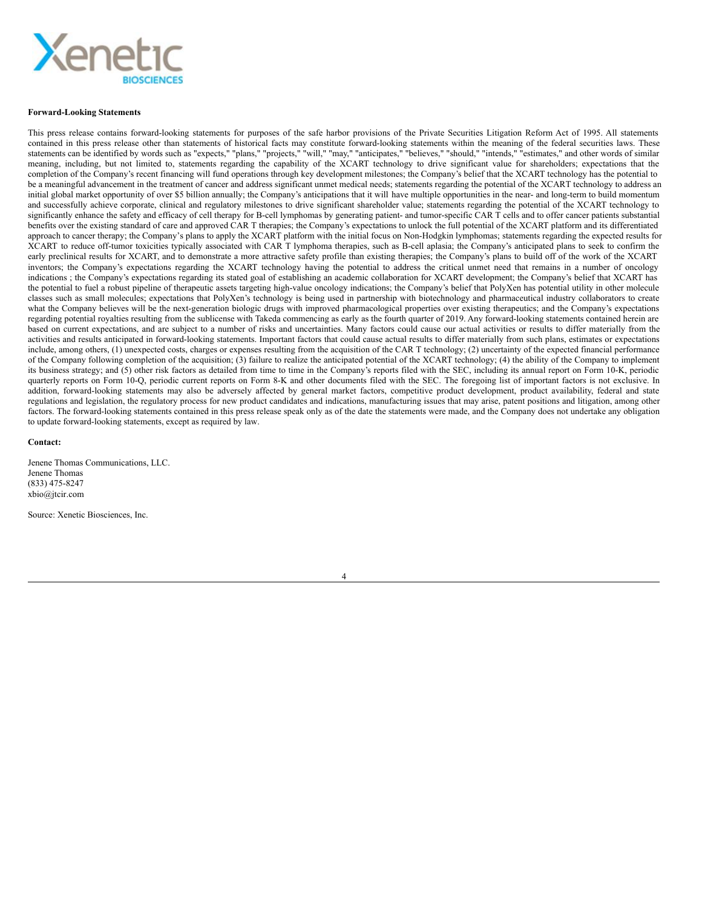**Forward-Looking Statements**

This press release contains forward-looking statements for purposes of the safe harbor provisions of the Private Securities Litigation Reform Act of 1995. All statements contained in this press release other than statements of historical facts may constitute forward-looking statements within the meaning of the federal securities laws. These statements can be identified by words such as "expects," "plans," "projects," "will," "may," "anticipates," "believes," "should," "intends," "estimates," and other words of similar meaning, including, but not limited to, statements regarding the capability of the XCART technology to drive significant value for shareholders; expectations that the completion of the Company's recent financing will fund operations through key development milestones; the Company's belief that the XCART technology has the potential to be a meaningful advancement in the treatment of cancer and address significant unmet medical needs; statements regarding the potential of the XCART technology to address an initial global market opportunity of over $5 billion annually; the Company's anticipations that it will have multiple opportunities in the near- and long-term to build momentum and successfully achieve corporate, clinical and regulatory milestones to drive significant shareholder value; statements regarding the potential of the XCART technology to significantly enhance the safety and efficacy of cell therapy for B-cell lymphomas by generating patient- and tumor-specific CAR T cells and to offer cancer patients substantial benefits over the existing standard of care and approved CAR T therapies; the Company's expectations to unlock the full potential of the XCART platform and its differentiated approach to cancer therapy; the Company's plans to apply the XCART platform with the initial focus on Non-Hodgkin lymphomas; statements regarding the expected results for XCART to reduce off-tumor toxicities typically associated with CAR T lymphoma therapies, such as B-cell aplasia; the Company's anticipated plans to seek to confirm the early preclinical results for XCART, and to demonstrate a more attractive safety profile than existing therapies; the Company's plans to build off of the work of the XCART inventors; the Company's expectations regarding the XCART technology having the potential to address the critical unmet need that remains in a number of oncology indications ; the Company's expectations regarding its stated goal of establishing an academic collaboration for XCART development; the Company's belief that XCART has the potential to fuel a robust pipeline of therapeutic assets targeting high-value oncology indications; the Company's belief that PolyXen has potential utility in other molecule classes such as small molecules; expectations that PolyXen's technology is being used in partnership with biotechnology and pharmaceutical industry collaborators to create what the Company believes will be the next-generation biologic drugs with improved pharmacological properties over existing therapeutics; and the Company's expectations regarding potential royalties resulting from the sublicense with Takeda commencing as early as the fourth quarter of 2019. Any forward-looking statements contained herein are based on current expectations, and are subject to a number of risks and uncertainties. Many factors could cause our actual activities or results to differ materially from the activities and results anticipated in forward-looking statements. Important factors that could cause actual results to differ materially from such plans, estimates or expectations include, among others, (1) unexpected costs, charges or expenses resulting from the acquisition of the CAR T technology; (2) uncertainty of the expected financial performance of the Company following completion of the acquisition; (3) failure to realize the anticipated potential of the XCART technology; (4) the ability of the Company to implement its business strategy; and (5) other risk factors as detailed from time to time in the Company's reports filed with the SEC, including its annual report on Form 10-K, periodic quarterly reports on Form 10-Q, periodic current reports on Form 8-K and other documents filed with the SEC. The foregoing list of important factors is not exclusive. In addition, forward-looking statements may also be adversely affected by general market factors, competitive product development, product availability, federal and state regulations and legislation, the regulatory process for new product candidates and indications, manufacturing issues that may arise, patent positions and litigation, among other factors. The forward-looking statements contained in this press release speak only as of the date the statements were made, and the Company does not undertake any obligation to update forward-looking statements, except as required by law.

**Contact:**

Jenene Thomas Communications, LLC.
Jenene Thomas
(833) 475-8247
xbio@jtcir.com

Source: Xenetic Biosciences, Inc.